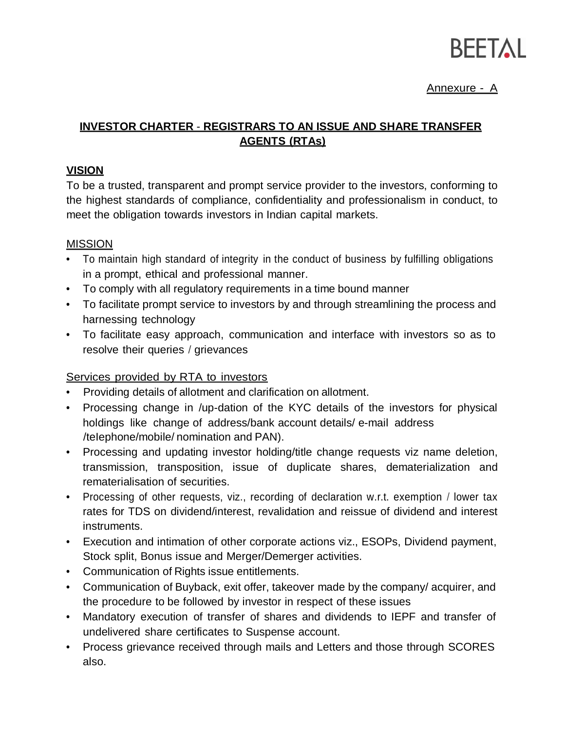BEETAL

Annexure - A

## INVESTOR CHARTER - REGISTRARS TO AN ISSUE AND SHARE TRANSFER AGENTS (RTAs)

### VISION

To be a trusted, transparent and prompt service provider to the investors, conforming to the highest standards of compliance, confidentiality and professionalism in conduct, to meet the obligation towards investors in Indian capital markets.

### MISSION

- To maintain high standard of integrity in the conduct of business by fulfilling obligations in a prompt, ethical and professional manner.
- To comply with all regulatory requirements in a time bound manner
- To facilitate prompt service to investors by and through streamlining the process and harnessing technology
- To facilitate easy approach, communication and interface with investors so as to resolve their queries / grievances

### Services provided by RTA to investors

- Providing details of allotment and clarification on allotment.
- Processing change in /up-dation of the KYC details of the investors for physical holdings like change of address/bank account details/ e-mail address /telephone/mobile/ nomination and PAN).
- Processing and updating investor holding/title change requests viz name deletion, transmission, transposition, issue of duplicate shares, dematerialization and rematerialisation of securities.
- Processing of other requests, viz., recording of declaration w.r.t. exemption / lower tax rates for TDS on dividend/interest, revalidation and reissue of dividend and interest instruments.
- Execution and intimation of other corporate actions viz., ESOPs, Dividend payment, Stock split, Bonus issue and Merger/Demerger activities.
- Communication of Rights issue entitlements.
- Communication of Buyback, exit offer, takeover made by the company/ acquirer, and the procedure to be followed by investor in respect of these issues
- Mandatory execution of transfer of shares and dividends to IEPF and transfer of undelivered share certificates to Suspense account.
- Process grievance received through mails and Letters and those through SCORES also.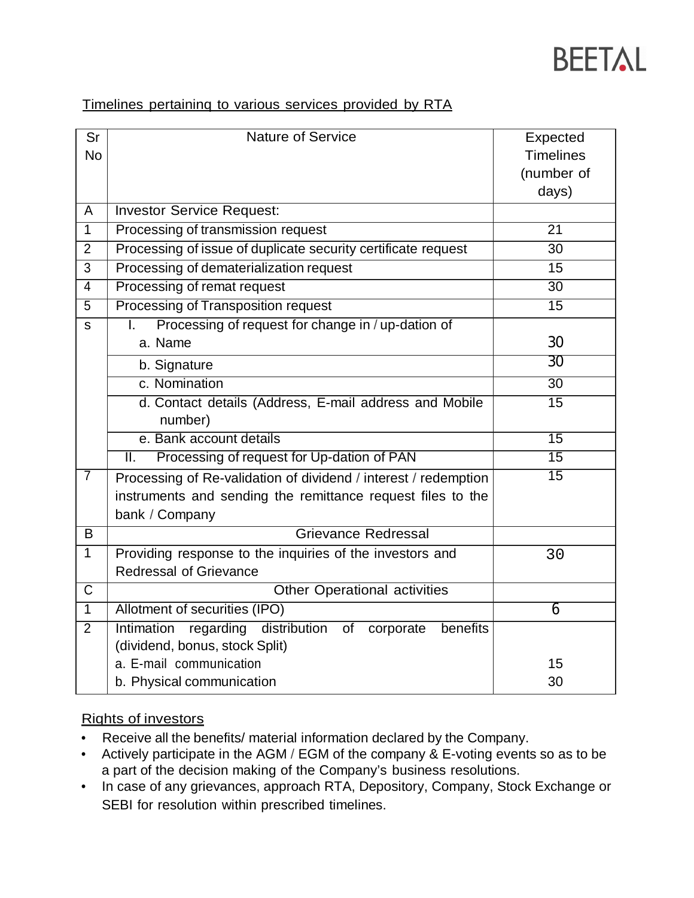BEETAL

Timelines pertaining to various services provided by RTA

| Sr No | Nature of Service | Expected Timelines (number of days) |
|---|---|---|
| A | Investor Service Request: | |
| 1 | Processing of transmission request | 21 |
| 2 | Processing of issue of duplicate security certificate request | 30 |
| 3 | Processing of dematerialization request | 15 |
| 4 | Processing of remat request | 30 |
| 5 | Processing of Transposition request | 15 |
| s | I. Processing of request for change in / up-dation of a. Name | 30 |
| | b. Signature | 30 |
| | c. Nomination | 30 |
| | d. Contact details (Address, E-mail address and Mobile number) | 15 |
| | e. Bank account details | 15 |
| | II. Processing of request for Up-dation of PAN | 15 |
| 7 | Processing of Re-validation of dividend / interest / redemption instruments and sending the remittance request files to the bank / Company | 15 |
| B | Grievance Redressal | |
| 1 | Providing response to the inquiries of the investors and Redressal of Grievance | 30 |
| C | Other Operational activities | |
| 1 | Allotment of securities (IPO) | 6 |
| 2 | Intimation regarding distribution of corporate benefits (dividend, bonus, stock Split)<br>a. E-mail communication<br>b. Physical communication | <br><br>15<br>30 |

Rights of investors

- Receive all the benefits/ material information declared by the Company.
- Actively participate in the AGM / EGM of the company & E-voting events so as to be a part of the decision making of the Company's business resolutions.
- In case of any grievances, approach RTA, Depository, Company, Stock Exchange or SEBI for resolution within prescribed timelines.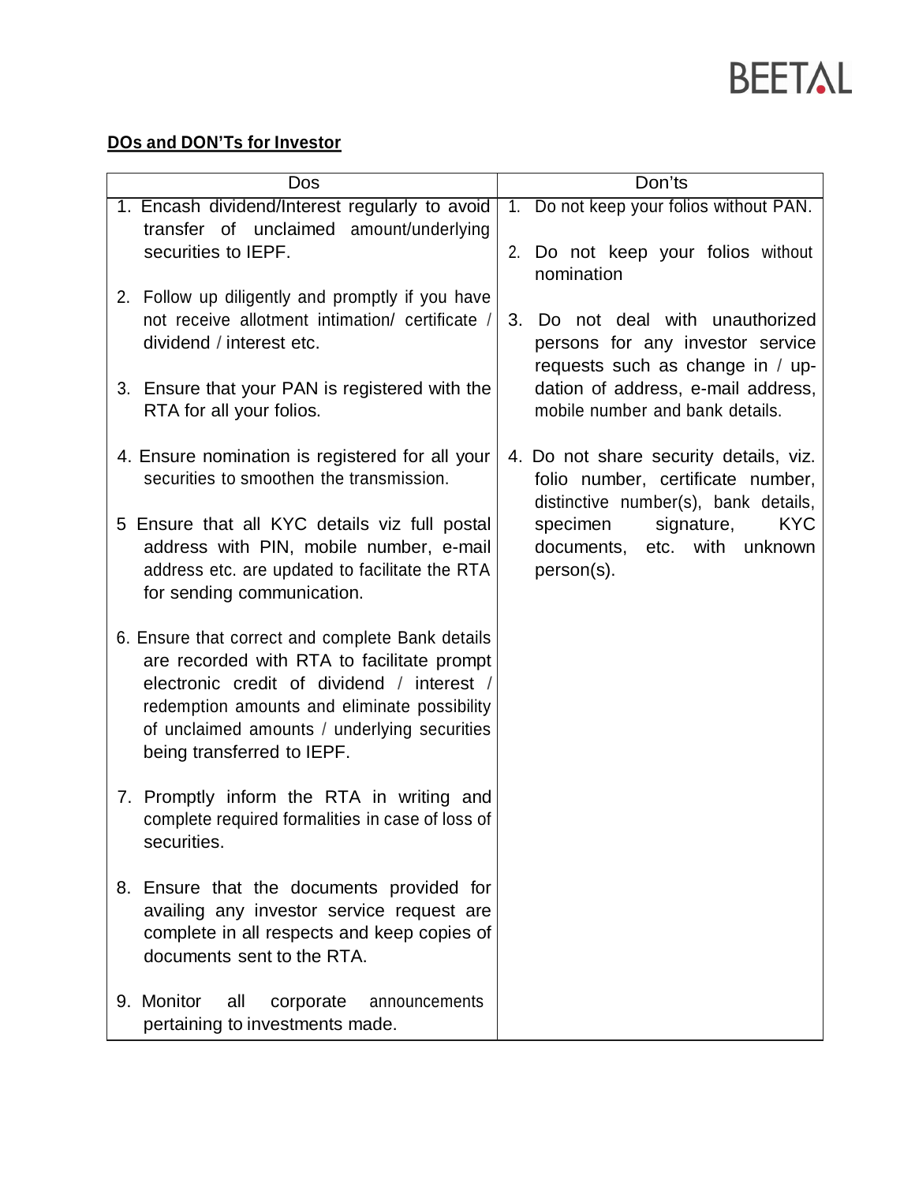**DOs and DON'Ts for Investor**

| Dos | Don'ts |
|---|---|
| 1. Encash dividend/Interest regularly to avoid transfer of unclaimed amount/underlying securities to IEPF. | 1. Do not keep your folios without PAN. |
| 2. Follow up diligently and promptly if you have not receive allotment intimation/ certificate / dividend / interest etc. | 2. Do not keep your folios without nomination |
| 3. Ensure that your PAN is registered with the RTA for all your folios. | 3. Do not deal with unauthorized persons for any investor service requests such as change in / up-dation of address, e-mail address, mobile number and bank details. |
| 4. Ensure nomination is registered for all your securities to smoothen the transmission. | 4. Do not share security details, viz. folio number, certificate number, distinctive number(s), bank details, specimen signature, KYC documents, etc. with unknown person(s). |
| 5 Ensure that all KYC details viz full postal address with PIN, mobile number, e-mail address etc. are updated to facilitate the RTA for sending communication. | |
| 6. Ensure that correct and complete Bank details are recorded with RTA to facilitate prompt electronic credit of dividend / interest / redemption amounts and eliminate possibility of unclaimed amounts / underlying securities being transferred to IEPF. | |
| 7. Promptly inform the RTA in writing and complete required formalities in case of loss of securities. | |
| 8. Ensure that the documents provided for availing any investor service request are complete in all respects and keep copies of documents sent to the RTA. | |
| 9. Monitor all corporate announcements pertaining to investments made. | |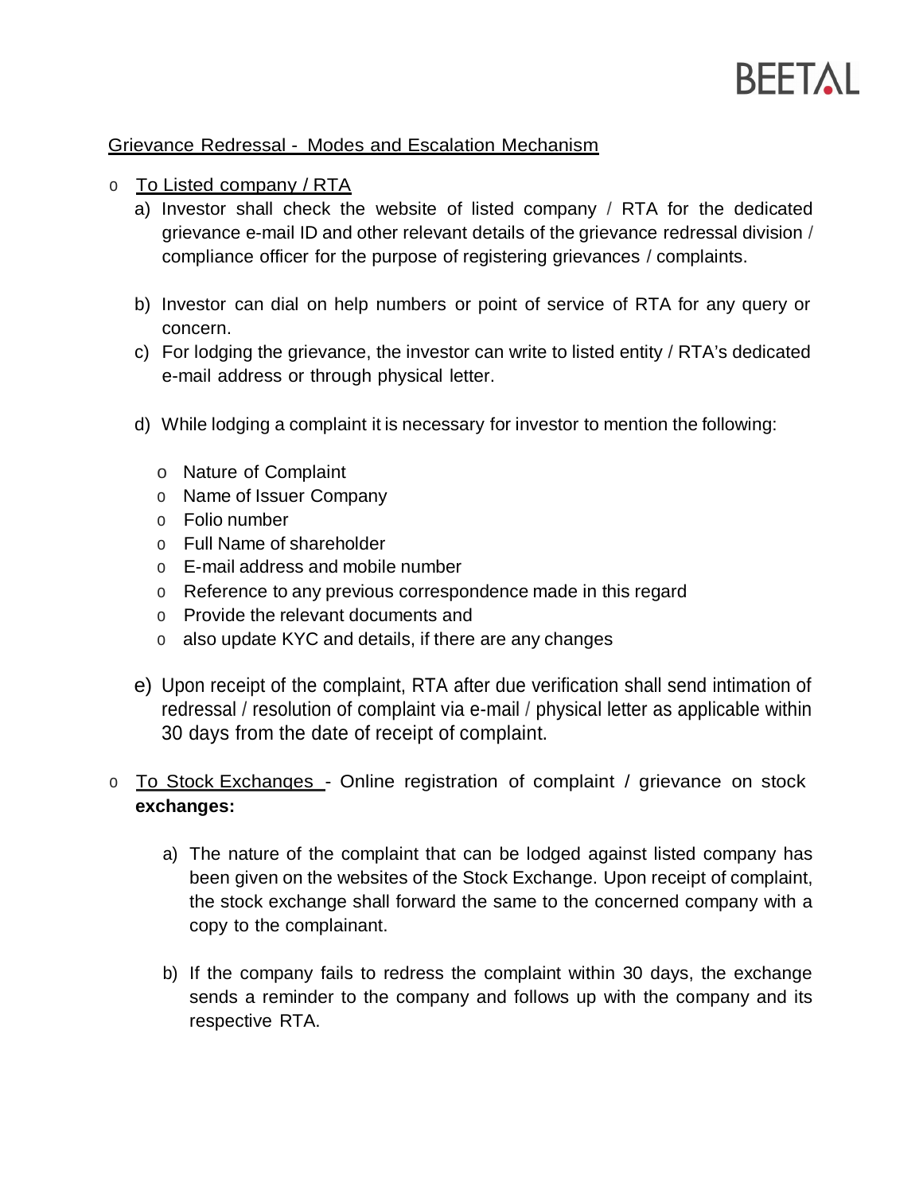## Grievance Redressal - Modes and Escalation Mechanism

- To Listed company / RTA
  a) Investor shall check the website of listed company / RTA for the dedicated grievance e-mail ID and other relevant details of the grievance redressal division / compliance officer for the purpose of registering grievances / complaints.

  b) Investor can dial on help numbers or point of service of RTA for any query or concern.

  c) For lodging the grievance, the investor can write to listed entity / RTA's dedicated e-mail address or through physical letter.

  d) While lodging a complaint it is necessary for investor to mention the following:

     - Nature of Complaint
     - Name of Issuer Company
     - Folio number
     - Full Name of shareholder
     - E-mail address and mobile number
     - Reference to any previous correspondence made in this regard
     - Provide the relevant documents and
     - also update KYC and details, if there are any changes

  e) Upon receipt of the complaint, RTA after due verification shall send intimation of redressal / resolution of complaint via e-mail / physical letter as applicable within 30 days from the date of receipt of complaint.

- To Stock Exchanges - Online registration of complaint / grievance on stock **exchanges:**

  a) The nature of the complaint that can be lodged against listed company has been given on the websites of the Stock Exchange. Upon receipt of complaint, the stock exchange shall forward the same to the concerned company with a copy to the complainant.

  b) If the company fails to redress the complaint within 30 days, the exchange sends a reminder to the company and follows up with the company and its respective RTA.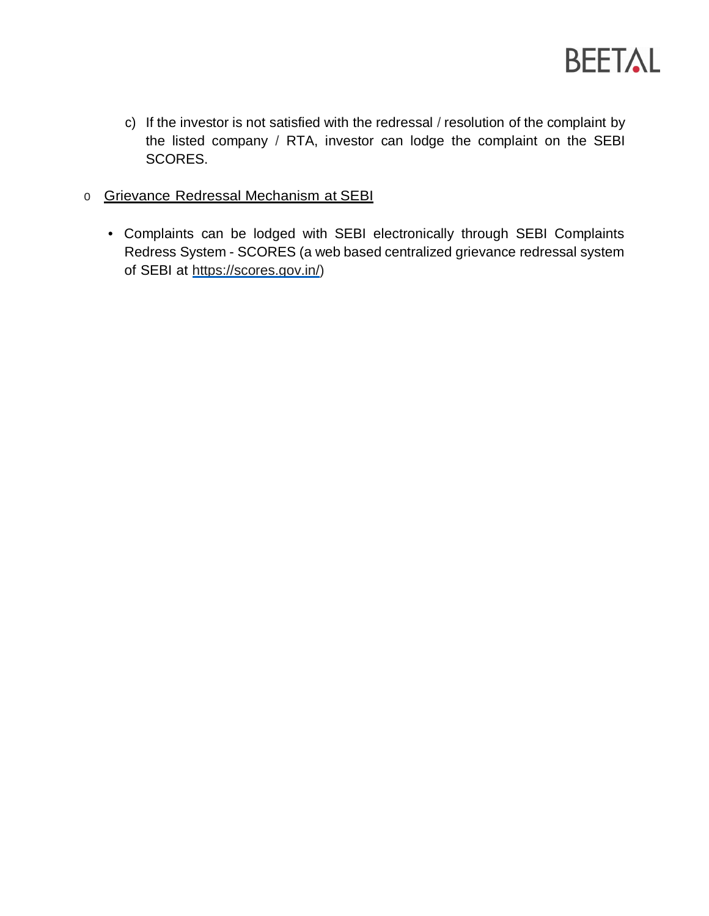c) If the investor is not satisfied with the redressal / resolution of the complaint by the listed company / RTA, investor can lodge the complaint on the SEBI SCORES.

- <u>Grievance Redressal Mechanism at SEBI</u>

  - Complaints can be lodged with SEBI electronically through SEBI Complaints Redress System - SCORES (a web based centralized grievance redressal system of SEBI at https://scores.gov.in/)